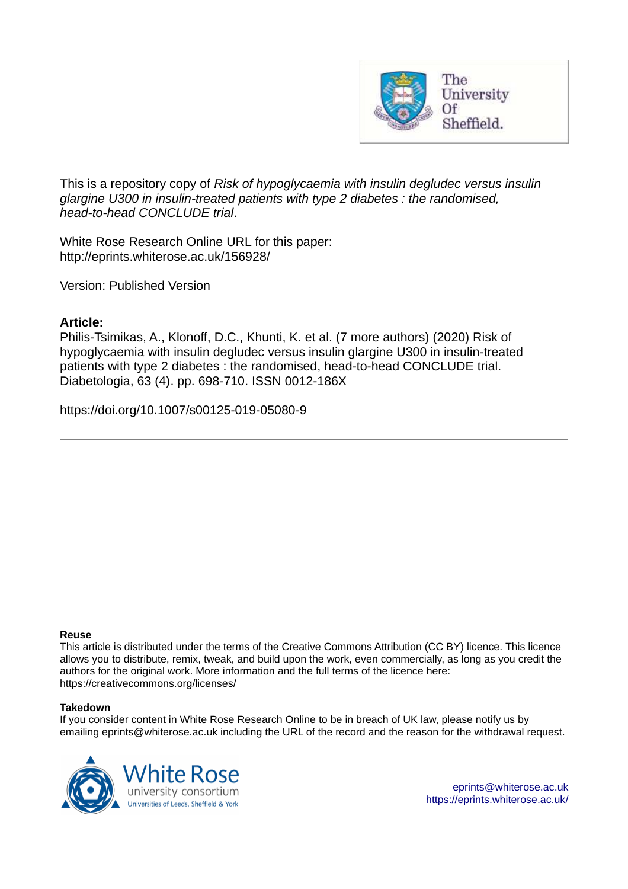This is a repository copy of *Risk of hypoglycaemia with insulin degludec versus insulin glargine U300 in insulin-treated patients with type 2 diabetes : the randomised, head-to-head CONCLUDE trial*.

White Rose Research Online URL for this paper:
http://eprints.whiterose.ac.uk/156928/

Version: Published Version

**Article:**

Philis-Tsimikas, A., Klonoff, D.C., Khunti, K. et al. (7 more authors) (2020) Risk of hypoglycaemia with insulin degludec versus insulin glargine U300 in insulin-treated patients with type 2 diabetes : the randomised, head-to-head CONCLUDE trial. Diabetologia, 63 (4). pp. 698-710. ISSN 0012-186X

https://doi.org/10.1007/s00125-019-05080-9

**Reuse**

This article is distributed under the terms of the Creative Commons Attribution (CC BY) licence. This licence allows you to distribute, remix, tweak, and build upon the work, even commercially, as long as you credit the authors for the original work. More information and the full terms of the licence here: https://creativecommons.org/licenses/

**Takedown**

If you consider content in White Rose Research Online to be in breach of UK law, please notify us by emailing eprints@whiterose.ac.uk including the URL of the record and the reason for the withdrawal request.

eprints@whiterose.ac.uk
https://eprints.whiterose.ac.uk/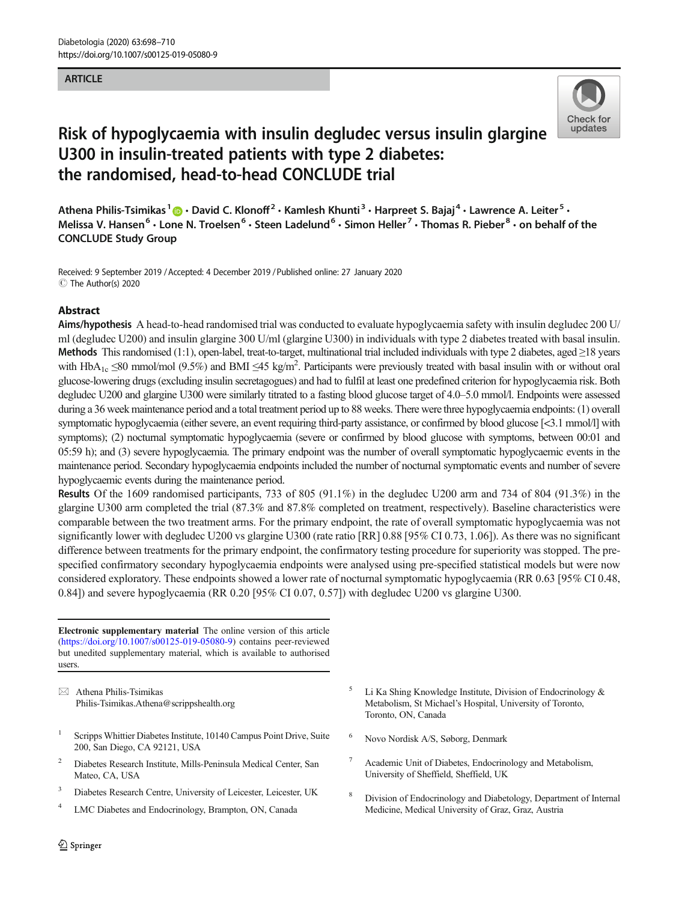ARTICLE

# Risk of hypoglycaemia with insulin degludec versus insulin glargine U300 in insulin-treated patients with type 2 diabetes: the randomised, head-to-head CONCLUDE trial

**Athena Philis-Tsimikas**[1] · **David C. Klonoff**[2] · **Kamlesh Khunti**[3] · **Harpreet S. Bajaj**[4] · **Lawrence A. Leiter**[5] · **Melissa V. Hansen**[6] · **Lone N. Troelsen**[6] · **Steen Ladelund**[6] · **Simon Heller**[7] · **Thomas R. Pieber**[8] · **on behalf of the CONCLUDE Study Group**

Received: 9 September 2019 / Accepted: 4 December 2019 / Published online: 27 January 2020
© The Author(s) 2020

## Abstract

**Aims/hypothesis** A head-to-head randomised trial was conducted to evaluate hypoglycaemia safety with insulin degludec 200 U/ml (degludec U200) and insulin glargine 300 U/ml (glargine U300) in individuals with type 2 diabetes treated with basal insulin.

**Methods** This randomised (1:1), open-label, treat-to-target, multinational trial included individuals with type 2 diabetes, aged ≥18 years with $HbA_{1c}$ ≤80 mmol/mol (9.5%) and BMI ≤45 kg/m$^2$. Participants were previously treated with basal insulin with or without oral glucose-lowering drugs (excluding insulin secretagogues) and had to fulfil at least one predefined criterion for hypoglycaemia risk. Both degludec U200 and glargine U300 were similarly titrated to a fasting blood glucose target of 4.0–5.0 mmol/l. Endpoints were assessed during a 36 week maintenance period and a total treatment period up to 88 weeks. There were three hypoglycaemia endpoints: (1) overall symptomatic hypoglycaemia (either severe, an event requiring third-party assistance, or confirmed by blood glucose [<3.1 mmol/l] with symptoms); (2) nocturnal symptomatic hypoglycaemia (severe or confirmed by blood glucose with symptoms, between 00:01 and 05:59 h); and (3) severe hypoglycaemia. The primary endpoint was the number of overall symptomatic hypoglycaemic events in the maintenance period. Secondary hypoglycaemia endpoints included the number of nocturnal symptomatic events and number of severe hypoglycaemic events during the maintenance period.

**Results** Of the 1609 randomised participants, 733 of 805 (91.1%) in the degludec U200 arm and 734 of 804 (91.3%) in the glargine U300 arm completed the trial (87.3% and 87.8% completed on treatment, respectively). Baseline characteristics were comparable between the two treatment arms. For the primary endpoint, the rate of overall symptomatic hypoglycaemia was not significantly lower with degludec U200 vs glargine U300 (rate ratio [RR] 0.88 [95% CI 0.73, 1.06]). As there was no significant difference between treatments for the primary endpoint, the confirmatory testing procedure for superiority was stopped. The pre-specified confirmatory secondary hypoglycaemia endpoints were analysed using pre-specified statistical models but were now considered exploratory. These endpoints showed a lower rate of nocturnal symptomatic hypoglycaemia (RR 0.63 [95% CI 0.48, 0.84]) and severe hypoglycaemia (RR 0.20 [95% CI 0.07, 0.57]) with degludec U200 vs glargine U300.

**Electronic supplementary material** The online version of this article (https://doi.org/10.1007/s00125-019-05080-9) contains peer-reviewed but unedited supplementary material, which is available to authorised users.

✉ Athena Philis-Tsimikas
Philis-Tsimikas.Athena@scrippshealth.org

1. Scripps Whittier Diabetes Institute, 10140 Campus Point Drive, Suite 200, San Diego, CA 92121, USA
2. Diabetes Research Institute, Mills-Peninsula Medical Center, San Mateo, CA, USA
3. Diabetes Research Centre, University of Leicester, Leicester, UK
4. LMC Diabetes and Endocrinology, Brampton, ON, Canada
5. Li Ka Shing Knowledge Institute, Division of Endocrinology & Metabolism, St Michael's Hospital, University of Toronto, Toronto, ON, Canada
6. Novo Nordisk A/S, Søborg, Denmark
7. Academic Unit of Diabetes, Endocrinology and Metabolism, University of Sheffield, Sheffield, UK
8. Division of Endocrinology and Diabetology, Department of Internal Medicine, Medical University of Graz, Graz, Austria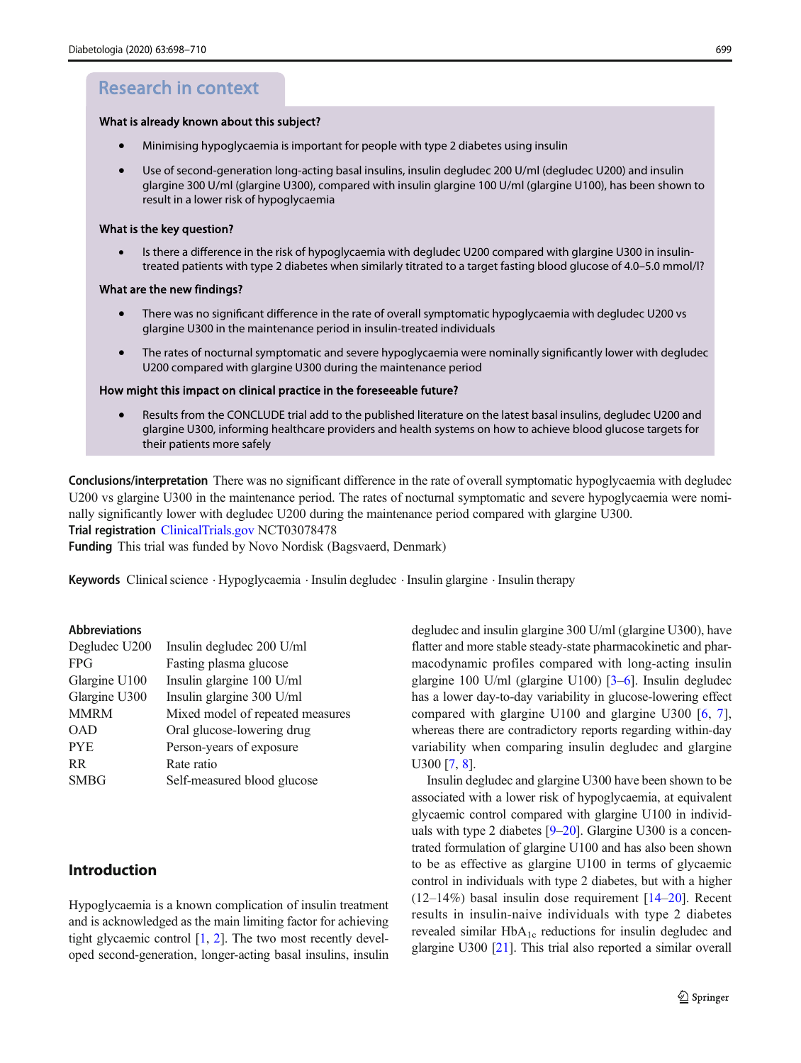## Research in context

**What is already known about this subject?**

- Minimising hypoglycaemia is important for people with type 2 diabetes using insulin
- Use of second-generation long-acting basal insulins, insulin degludec 200 U/ml (degludec U200) and insulin glargine 300 U/ml (glargine U300), compared with insulin glargine 100 U/ml (glargine U100), has been shown to result in a lower risk of hypoglycaemia

**What is the key question?**

- Is there a difference in the risk of hypoglycaemia with degludec U200 compared with glargine U300 in insulin-treated patients with type 2 diabetes when similarly titrated to a target fasting blood glucose of 4.0–5.0 mmol/l?

**What are the new findings?**

- There was no significant difference in the rate of overall symptomatic hypoglycaemia with degludec U200 vs glargine U300 in the maintenance period in insulin-treated individuals
- The rates of nocturnal symptomatic and severe hypoglycaemia were nominally significantly lower with degludec U200 compared with glargine U300 during the maintenance period

**How might this impact on clinical practice in the foreseeable future?**

- Results from the CONCLUDE trial add to the published literature on the latest basal insulins, degludec U200 and glargine U300, informing healthcare providers and health systems on how to achieve blood glucose targets for their patients more safely

**Conclusions/interpretation** There was no significant difference in the rate of overall symptomatic hypoglycaemia with degludec U200 vs glargine U300 in the maintenance period. The rates of nocturnal symptomatic and severe hypoglycaemia were nominally significantly lower with degludec U200 during the maintenance period compared with glargine U300.

**Trial registration** ClinicalTrials.gov NCT03078478

**Funding** This trial was funded by Novo Nordisk (Bagsvaerd, Denmark)

**Keywords** Clinical science · Hypoglycaemia · Insulin degludec · Insulin glargine · Insulin therapy

**Abbreviations**

| | |
|---|---|
| Degludec U200 | Insulin degludec 200 U/ml |
| FPG | Fasting plasma glucose |
| Glargine U100 | Insulin glargine 100 U/ml |
| Glargine U300 | Insulin glargine 300 U/ml |
| MMRM | Mixed model of repeated measures |
| OAD | Oral glucose-lowering drug |
| PYE | Person-years of exposure |
| RR | Rate ratio |
| SMBG | Self-measured blood glucose |

## Introduction

Hypoglycaemia is a known complication of insulin treatment and is acknowledged as the main limiting factor for achieving tight glycaemic control [1, 2]. The two most recently developed second-generation, longer-acting basal insulins, insulin degludec and insulin glargine 300 U/ml (glargine U300), have flatter and more stable steady-state pharmacokinetic and pharmacodynamic profiles compared with long-acting insulin glargine 100 U/ml (glargine U100) [3–6]. Insulin degludec has a lower day-to-day variability in glucose-lowering effect compared with glargine U100 and glargine U300 [6, 7], whereas there are contradictory reports regarding within-day variability when comparing insulin degludec and glargine U300 [7, 8].

Insulin degludec and glargine U300 have been shown to be associated with a lower risk of hypoglycaemia, at equivalent glycaemic control compared with glargine U100 in individuals with type 2 diabetes [9–20]. Glargine U300 is a concentrated formulation of glargine U100 and has also been shown to be as effective as glargine U100 in terms of glycaemic control in individuals with type 2 diabetes, but with a higher (12–14%) basal insulin dose requirement [14–20]. Recent results in insulin-naive individuals with type 2 diabetes revealed similar $HbA_{1c}$ reductions for insulin degludec and glargine U300 [21]. This trial also reported a similar overall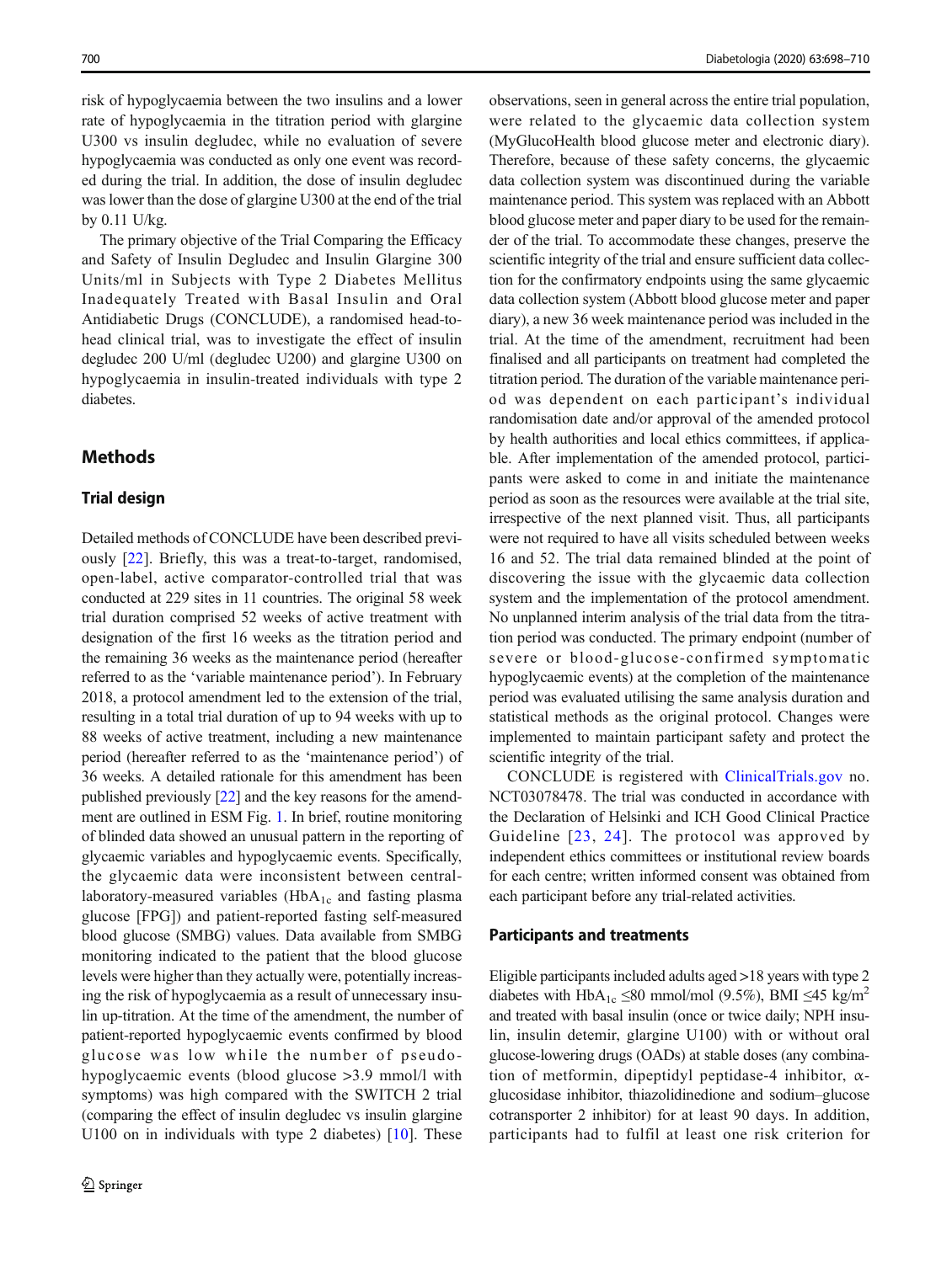risk of hypoglycaemia between the two insulins and a lower rate of hypoglycaemia in the titration period with glargine U300 vs insulin degludec, while no evaluation of severe hypoglycaemia was conducted as only one event was recorded during the trial. In addition, the dose of insulin degludec was lower than the dose of glargine U300 at the end of the trial by 0.11 U/kg.

The primary objective of the Trial Comparing the Efficacy and Safety of Insulin Degludec and Insulin Glargine 300 Units/ml in Subjects with Type 2 Diabetes Mellitus Inadequately Treated with Basal Insulin and Oral Antidiabetic Drugs (CONCLUDE), a randomised head-to-head clinical trial, was to investigate the effect of insulin degludec 200 U/ml (degludec U200) and glargine U300 on hypoglycaemia in insulin-treated individuals with type 2 diabetes.

## Methods

### Trial design

Detailed methods of CONCLUDE have been described previously [22]. Briefly, this was a treat-to-target, randomised, open-label, active comparator-controlled trial that was conducted at 229 sites in 11 countries. The original 58 week trial duration comprised 52 weeks of active treatment with designation of the first 16 weeks as the titration period and the remaining 36 weeks as the maintenance period (hereafter referred to as the 'variable maintenance period'). In February 2018, a protocol amendment led to the extension of the trial, resulting in a total trial duration of up to 94 weeks with up to 88 weeks of active treatment, including a new maintenance period (hereafter referred to as the 'maintenance period') of 36 weeks. A detailed rationale for this amendment has been published previously [22] and the key reasons for the amendment are outlined in ESM Fig. 1. In brief, routine monitoring of blinded data showed an unusual pattern in the reporting of glycaemic variables and hypoglycaemic events. Specifically, the glycaemic data were inconsistent between central-laboratory-measured variables ($HbA_{1c}$ and fasting plasma glucose [FPG]) and patient-reported fasting self-measured blood glucose (SMBG) values. Data available from SMBG monitoring indicated to the patient that the blood glucose levels were higher than they actually were, potentially increasing the risk of hypoglycaemia as a result of unnecessary insulin up-titration. At the time of the amendment, the number of patient-reported hypoglycaemic events confirmed by blood glucose was low while the number of pseudo-hypoglycaemic events (blood glucose >3.9 mmol/l with symptoms) was high compared with the SWITCH 2 trial (comparing the effect of insulin degludec vs insulin glargine U100 on in individuals with type 2 diabetes) [10]. These observations, seen in general across the entire trial population, were related to the glycaemic data collection system (MyGlucoHealth blood glucose meter and electronic diary). Therefore, because of these safety concerns, the glycaemic data collection system was discontinued during the variable maintenance period. This system was replaced with an Abbott blood glucose meter and paper diary to be used for the remainder of the trial. To accommodate these changes, preserve the scientific integrity of the trial and ensure sufficient data collection for the confirmatory endpoints using the same glycaemic data collection system (Abbott blood glucose meter and paper diary), a new 36 week maintenance period was included in the trial. At the time of the amendment, recruitment had been finalised and all participants on treatment had completed the titration period. The duration of the variable maintenance period was dependent on each participant's individual randomisation date and/or approval of the amended protocol by health authorities and local ethics committees, if applicable. After implementation of the amended protocol, participants were asked to come in and initiate the maintenance period as soon as the resources were available at the trial site, irrespective of the next planned visit. Thus, all participants were not required to have all visits scheduled between weeks 16 and 52. The trial data remained blinded at the point of discovering the issue with the glycaemic data collection system and the implementation of the protocol amendment. No unplanned interim analysis of the trial data from the titration period was conducted. The primary endpoint (number of severe or blood-glucose-confirmed symptomatic hypoglycaemic events) at the completion of the maintenance period was evaluated utilising the same analysis duration and statistical methods as the original protocol. Changes were implemented to maintain participant safety and protect the scientific integrity of the trial.

CONCLUDE is registered with ClinicalTrials.gov no. NCT03078478. The trial was conducted in accordance with the Declaration of Helsinki and ICH Good Clinical Practice Guideline [23, 24]. The protocol was approved by independent ethics committees or institutional review boards for each centre; written informed consent was obtained from each participant before any trial-related activities.

### Participants and treatments

Eligible participants included adults aged >18 years with type 2 diabetes with $HbA_{1c}$ ≤80 mmol/mol (9.5%), BMI ≤45 kg/m$^2$ and treated with basal insulin (once or twice daily; NPH insulin, insulin detemir, glargine U100) with or without oral glucose-lowering drugs (OADs) at stable doses (any combination of metformin, dipeptidyl peptidase-4 inhibitor, α-glucosidase inhibitor, thiazolidinedione and sodium–glucose cotransporter 2 inhibitor) for at least 90 days. In addition, participants had to fulfil at least one risk criterion for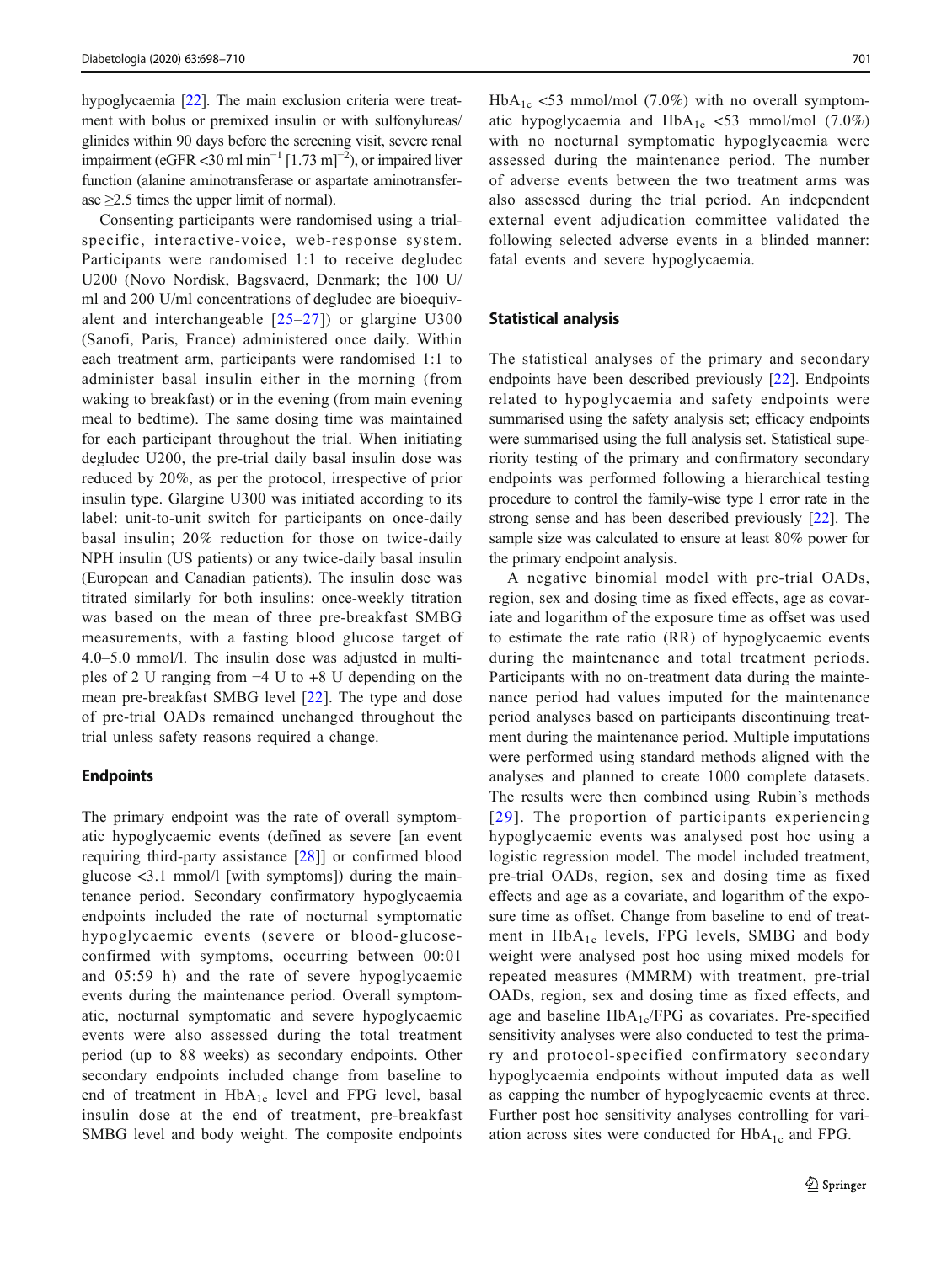hypoglycaemia [22]. The main exclusion criteria were treatment with bolus or premixed insulin or with sulfonylureas/glinides within 90 days before the screening visit, severe renal impairment (eGFR <30 ml $min^{-1}$ [1.73 $m]^{-2}$), or impaired liver function (alanine aminotransferase or aspartate aminotransferase ≥2.5 times the upper limit of normal).

Consenting participants were randomised using a trial-specific, interactive-voice, web-response system. Participants were randomised 1:1 to receive degludec U200 (Novo Nordisk, Bagsvaerd, Denmark; the 100 U/ml and 200 U/ml concentrations of degludec are bioequivalent and interchangeable [25–27]) or glargine U300 (Sanofi, Paris, France) administered once daily. Within each treatment arm, participants were randomised 1:1 to administer basal insulin either in the morning (from waking to breakfast) or in the evening (from main evening meal to bedtime). The same dosing time was maintained for each participant throughout the trial. When initiating degludec U200, the pre-trial daily basal insulin dose was reduced by 20%, as per the protocol, irrespective of prior insulin type. Glargine U300 was initiated according to its label: unit-to-unit switch for participants on once-daily basal insulin; 20% reduction for those on twice-daily NPH insulin (US patients) or any twice-daily basal insulin (European and Canadian patients). The insulin dose was titrated similarly for both insulins: once-weekly titration was based on the mean of three pre-breakfast SMBG measurements, with a fasting blood glucose target of 4.0–5.0 mmol/l. The insulin dose was adjusted in multiples of 2 U ranging from −4 U to +8 U depending on the mean pre-breakfast SMBG level [22]. The type and dose of pre-trial OADs remained unchanged throughout the trial unless safety reasons required a change.

## Endpoints

The primary endpoint was the rate of overall symptomatic hypoglycaemic events (defined as severe [an event requiring third-party assistance [28]] or confirmed blood glucose <3.1 mmol/l [with symptoms]) during the maintenance period. Secondary confirmatory hypoglycaemia endpoints included the rate of nocturnal symptomatic hypoglycaemic events (severe or blood-glucose-confirmed with symptoms, occurring between 00:01 and 05:59 h) and the rate of severe hypoglycaemic events during the maintenance period. Overall symptomatic, nocturnal symptomatic and severe hypoglycaemic events were also assessed during the total treatment period (up to 88 weeks) as secondary endpoints. Other secondary endpoints included change from baseline to end of treatment in $HbA_{1c}$ level and FPG level, basal insulin dose at the end of treatment, pre-breakfast SMBG level and body weight. The composite endpoints $HbA_{1c}$ <53 mmol/mol (7.0%) with no overall symptomatic hypoglycaemia and $HbA_{1c}$ <53 mmol/mol (7.0%) with no nocturnal symptomatic hypoglycaemia were assessed during the maintenance period. The number of adverse events between the two treatment arms was also assessed during the trial period. An independent external event adjudication committee validated the following selected adverse events in a blinded manner: fatal events and severe hypoglycaemia.

## Statistical analysis

The statistical analyses of the primary and secondary endpoints have been described previously [22]. Endpoints related to hypoglycaemia and safety endpoints were summarised using the safety analysis set; efficacy endpoints were summarised using the full analysis set. Statistical superiority testing of the primary and confirmatory secondary endpoints was performed following a hierarchical testing procedure to control the family-wise type I error rate in the strong sense and has been described previously [22]. The sample size was calculated to ensure at least 80% power for the primary endpoint analysis.

A negative binomial model with pre-trial OADs, region, sex and dosing time as fixed effects, age as covariate and logarithm of the exposure time as offset was used to estimate the rate ratio (RR) of hypoglycaemic events during the maintenance and total treatment periods. Participants with no on-treatment data during the maintenance period had values imputed for the maintenance period analyses based on participants discontinuing treatment during the maintenance period. Multiple imputations were performed using standard methods aligned with the analyses and planned to create 1000 complete datasets. The results were then combined using Rubin's methods [29]. The proportion of participants experiencing hypoglycaemic events was analysed post hoc using a logistic regression model. The model included treatment, pre-trial OADs, region, sex and dosing time as fixed effects and age as a covariate, and logarithm of the exposure time as offset. Change from baseline to end of treatment in $HbA_{1c}$ levels, FPG levels, SMBG and body weight were analysed post hoc using mixed models for repeated measures (MMRM) with treatment, pre-trial OADs, region, sex and dosing time as fixed effects, and age and baseline $HbA_{1c}$/FPG as covariates. Pre-specified sensitivity analyses were also conducted to test the primary and protocol-specified confirmatory secondary hypoglycaemia endpoints without imputed data as well as capping the number of hypoglycaemic events at three. Further post hoc sensitivity analyses controlling for variation across sites were conducted for $HbA_{1c}$ and FPG.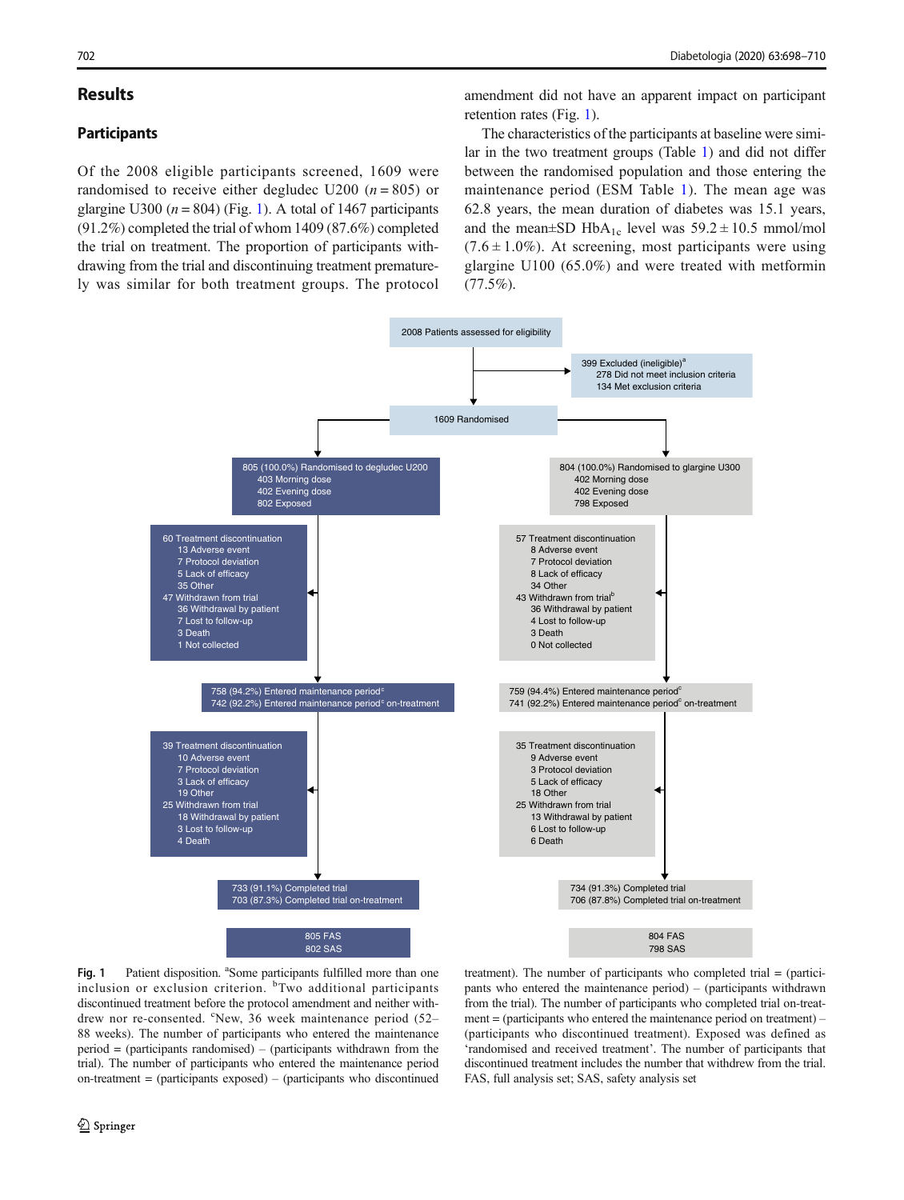## Results

### Participants

Of the 2008 eligible participants screened, 1609 were randomised to receive either degludec U200 ($n = 805$) or glargine U300 ($n = 804$) (Fig. 1). A total of 1467 participants (91.2%) completed the trial of whom 1409 (87.6%) completed the trial on treatment. The proportion of participants withdrawing from the trial and discontinuing treatment prematurely was similar for both treatment groups. The protocol amendment did not have an apparent impact on participant retention rates (Fig. 1).

The characteristics of the participants at baseline were similar in the two treatment groups (Table 1) and did not differ between the randomised population and those entering the maintenance period (ESM Table 1). The mean age was 62.8 years, the mean duration of diabetes was 15.1 years, and the mean±SD $HbA_{1c}$ level was $59.2 \pm 10.5$ mmol/mol ($7.6 \pm 1.0\%$). At screening, most participants were using glargine U100 (65.0%) and were treated with metformin (77.5%).

2008 Patients assessed for eligibility

399 Excluded (ineligible)[a]
- 278 Did not meet inclusion criteria
- 134 Met exclusion criteria

1609 Randomised

805 (100.0%) Randomised to degludec U200
- 403 Morning dose
- 402 Evening dose
- 802 Exposed

804 (100.0%) Randomised to glargine U300
- 402 Morning dose
- 402 Evening dose
- 798 Exposed

60 Treatment discontinuation
- 13 Adverse event
- 7 Protocol deviation
- 5 Lack of efficacy
- 35 Other

47 Withdrawn from trial
- 36 Withdrawal by patient
- 7 Lost to follow-up
- 3 Death
- 1 Not collected

57 Treatment discontinuation
- 8 Adverse event
- 7 Protocol deviation
- 8 Lack of efficacy
- 34 Other

43 Withdrawn from trial[b]
- 36 Withdrawal by patient
- 4 Lost to follow-up
- 3 Death
- 0 Not collected

758 (94.2%) Entered maintenance period[c]
742 (92.2%) Entered maintenance period[c] on-treatment

759 (94.4%) Entered maintenance period[c]
741 (92.2%) Entered maintenance period[c] on-treatment

39 Treatment discontinuation
- 10 Adverse event
- 7 Protocol deviation
- 3 Lack of efficacy
- 19 Other

25 Withdrawn from trial
- 18 Withdrawal by patient
- 3 Lost to follow-up
- 4 Death

35 Treatment discontinuation
- 9 Adverse event
- 3 Protocol deviation
- 5 Lack of efficacy
- 18 Other

25 Withdrawn from trial
- 13 Withdrawal by patient
- 6 Lost to follow-up
- 6 Death

733 (91.1%) Completed trial
703 (87.3%) Completed trial on-treatment

734 (91.3%) Completed trial
706 (87.8%) Completed trial on-treatment

805 FAS
802 SAS

804 FAS
798 SAS

**Fig. 1** Patient disposition. [a]Some participants fulfilled more than one inclusion or exclusion criterion. [b]Two additional participants discontinued treatment before the protocol amendment and neither withdrew nor re-consented. [c]New, 36 week maintenance period (52–88 weeks). The number of participants who entered the maintenance period = (participants randomised) – (participants withdrawn from the trial). The number of participants who entered the maintenance period on-treatment = (participants exposed) – (participants who discontinued treatment). The number of participants who completed trial = (participants who entered the maintenance period) – (participants withdrawn from the trial). The number of participants who completed trial on-treatment = (participants who entered the maintenance period on treatment) – (participants who discontinued treatment). Exposed was defined as 'randomised and received treatment'. The number of participants that discontinued treatment includes the number that withdrew from the trial. FAS, full analysis set; SAS, safety analysis set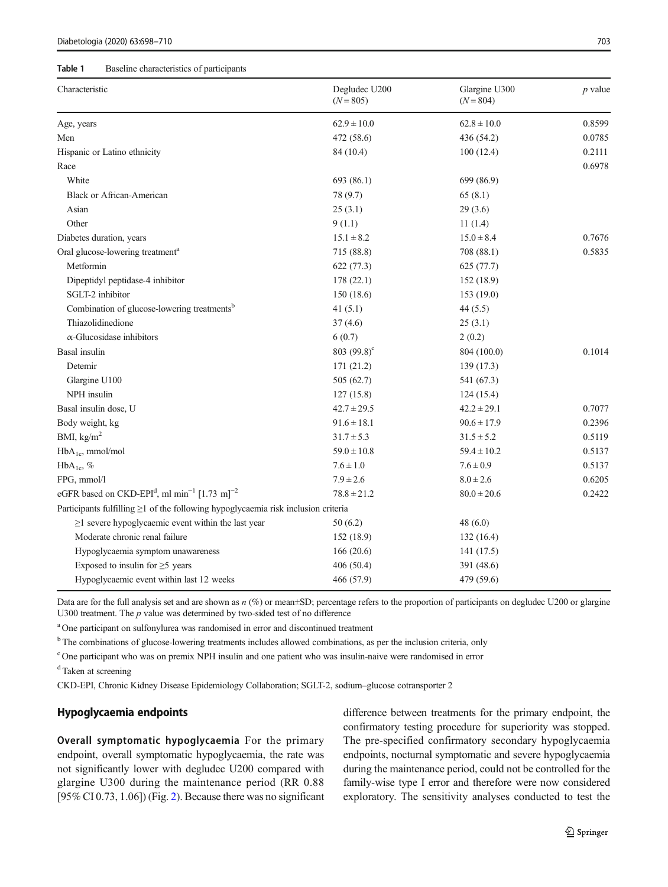**Table 1** Baseline characteristics of participants

| Characteristic | Degludec U200 ($N = 805$) | Glargine U300 ($N = 804$) | $p$ value |
|---|---|---|---|
| Age, years | 62.9 ± 10.0 | 62.8 ± 10.0 | 0.8599 |
| Men | 472 (58.6) | 436 (54.2) | 0.0785 |
| Hispanic or Latino ethnicity | 84 (10.4) | 100 (12.4) | 0.2111 |
| Race | | | 0.6978 |
| White | 693 (86.1) | 699 (86.9) | |
| Black or African-American | 78 (9.7) | 65 (8.1) | |
| Asian | 25 (3.1) | 29 (3.6) | |
| Other | 9 (1.1) | 11 (1.4) | |
| Diabetes duration, years | 15.1 ± 8.2 | 15.0 ± 8.4 | 0.7676 |
| Oral glucose-lowering treatment[a] | 715 (88.8) | 708 (88.1) | 0.5835 |
| Metformin | 622 (77.3) | 625 (77.7) | |
| Dipeptidyl peptidase-4 inhibitor | 178 (22.1) | 152 (18.9) | |
| SGLT-2 inhibitor | 150 (18.6) | 153 (19.0) | |
| Combination of glucose-lowering treatments[b] | 41 (5.1) | 44 (5.5) | |
| Thiazolidinedione | 37 (4.6) | 25 (3.1) | |
| α-Glucosidase inhibitors | 6 (0.7) | 2 (0.2) | |
| Basal insulin | 803 (99.8)[c] | 804 (100.0) | 0.1014 |
| Detemir | 171 (21.2) | 139 (17.3) | |
| Glargine U100 | 505 (62.7) | 541 (67.3) | |
| NPH insulin | 127 (15.8) | 124 (15.4) | |
| Basal insulin dose, U | 42.7 ± 29.5 | 42.2 ± 29.1 | 0.7077 |
| Body weight, kg | 91.6 ± 18.1 | 90.6 ± 17.9 | 0.2396 |
| BMI, kg/m$^2$ | 31.7 ± 5.3 | 31.5 ± 5.2 | 0.5119 |
| $HbA_{1c}$, mmol/mol | 59.0 ± 10.8 | 59.4 ± 10.2 | 0.5137 |
| $HbA_{1c}$, % | 7.6 ± 1.0 | 7.6 ± 0.9 | 0.5137 |
| FPG, mmol/l | 7.9 ± 2.6 | 8.0 ± 2.6 | 0.6205 |
| eGFR based on CKD-EPI[d], ml min$^{-1}$ [1.73 m]$^{-2}$ | 78.8 ± 21.2 | 80.0 ± 20.6 | 0.2422 |
| Participants fulfilling ≥1 of the following hypoglycaemia risk inclusion criteria | | | |
| ≥1 severe hypoglycaemic event within the last year | 50 (6.2) | 48 (6.0) | |
| Moderate chronic renal failure | 152 (18.9) | 132 (16.4) | |
| Hypoglycaemia symptom unawareness | 166 (20.6) | 141 (17.5) | |
| Exposed to insulin for ≥5 years | 406 (50.4) | 391 (48.6) | |
| Hypoglycaemic event within last 12 weeks | 466 (57.9) | 479 (59.6) | |

Data are for the full analysis set and are shown as $n$ (%) or mean±SD; percentage refers to the proportion of participants on degludec U200 or glargine U300 treatment. The $p$ value was determined by two-sided test of no difference

[a] One participant on sulfonylurea was randomised in error and discontinued treatment

[b] The combinations of glucose-lowering treatments includes allowed combinations, as per the inclusion criteria, only

[c] One participant who was on premix NPH insulin and one patient who was insulin-naive were randomised in error

[d] Taken at screening

CKD-EPI, Chronic Kidney Disease Epidemiology Collaboration; SGLT-2, sodium–glucose cotransporter 2

## Hypoglycaemia endpoints

**Overall symptomatic hypoglycaemia** For the primary endpoint, overall symptomatic hypoglycaemia, the rate was not significantly lower with degludec U200 compared with glargine U300 during the maintenance period (RR 0.88 [95% CI 0.73, 1.06]) (Fig. 2). Because there was no significant difference between treatments for the primary endpoint, the confirmatory testing procedure for superiority was stopped. The pre-specified confirmatory secondary hypoglycaemia endpoints, nocturnal symptomatic and severe hypoglycaemia during the maintenance period, could not be controlled for the family-wise type I error and therefore were now considered exploratory. The sensitivity analyses conducted to test the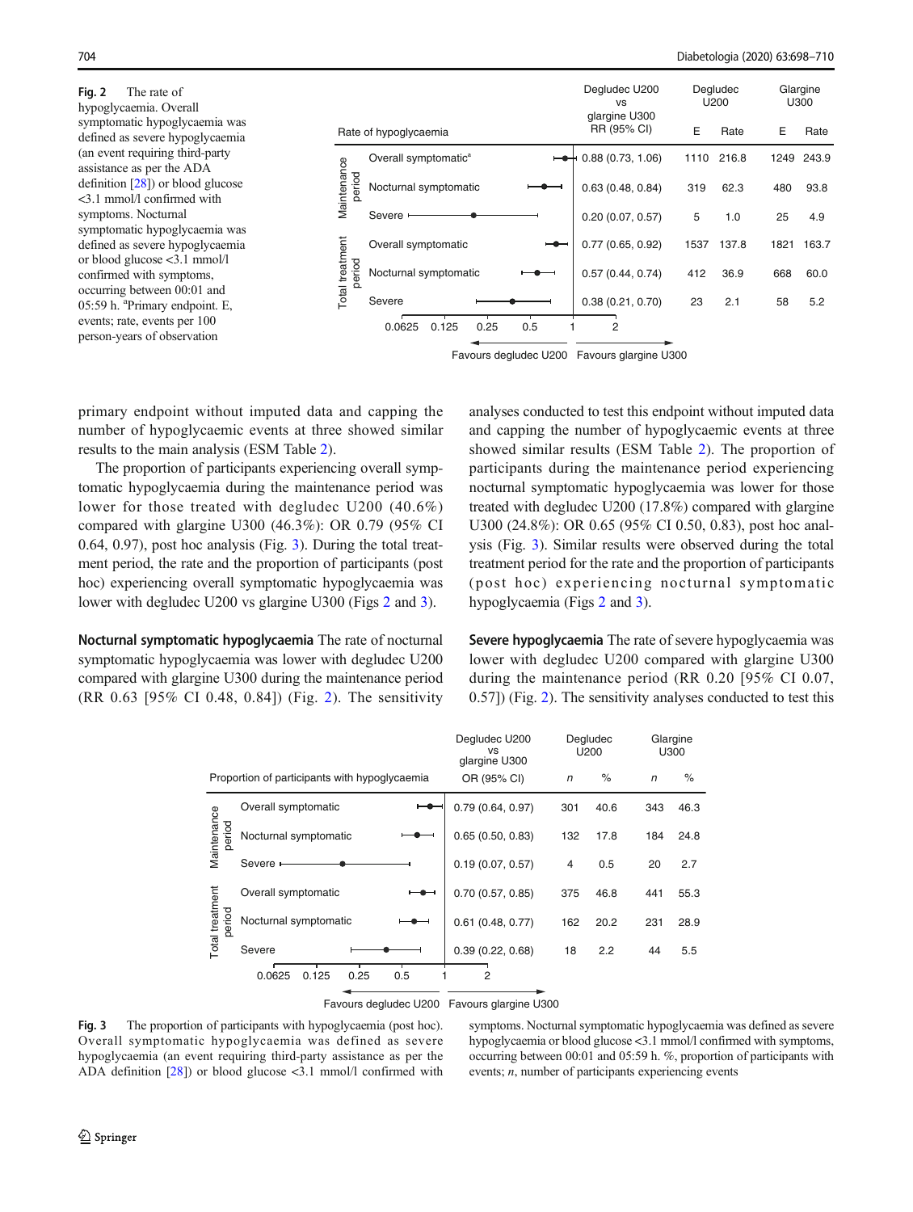**Fig. 2** The rate of hypoglycaemia. Overall symptomatic hypoglycaemia was defined as severe hypoglycaemia (an event requiring third-party assistance as per the ADA definition [28]) or blood glucose <3.1 mmol/l confirmed with symptoms. Nocturnal symptomatic hypoglycaemia was defined as severe hypoglycaemia or blood glucose <3.1 mmol/l confirmed with symptoms, occurring between 00:01 and 05:59 h. [a]Primary endpoint. E, events; rate, events per 100 person-years of observation

| Period | Rate of hypoglycaemia | Degludec U200 vs glargine U300 RR (95% CI) | Degludec U200 E | Degludec U200 Rate | Glargine U300 E | Glargine U300 Rate |
|---|---|---|---|---|---|---|
| Maintenance period | Overall symptomatic[a] | 0.88 (0.73, 1.06) | 1110 | 216.8 | 1249 | 243.9 |
| | Nocturnal symptomatic | 0.63 (0.48, 0.84) | 319 | 62.3 | 480 | 93.8 |
| | Severe | 0.20 (0.07, 0.57) | 5 | 1.0 | 25 | 4.9 |
| Total treatment period | Overall symptomatic | 0.77 (0.65, 0.92) | 1537 | 137.8 | 1821 | 163.7 |
| | Nocturnal symptomatic | 0.57 (0.44, 0.74) | 412 | 36.9 | 668 | 60.0 |
| | Severe | 0.38 (0.21, 0.70) | 23 | 2.1 | 58 | 5.2 |

Favours degludec U200 ← → Favours glargine U300

primary endpoint without imputed data and capping the number of hypoglycaemic events at three showed similar results to the main analysis (ESM Table 2).

The proportion of participants experiencing overall symptomatic hypoglycaemia during the maintenance period was lower for those treated with degludec U200 (40.6%) compared with glargine U300 (46.3%): OR 0.79 (95% CI 0.64, 0.97), post hoc analysis (Fig. 3). During the total treatment period, the rate and the proportion of participants (post hoc) experiencing overall symptomatic hypoglycaemia was lower with degludec U200 vs glargine U300 (Figs 2 and 3).

**Nocturnal symptomatic hypoglycaemia** The rate of nocturnal symptomatic hypoglycaemia was lower with degludec U200 compared with glargine U300 during the maintenance period (RR 0.63 [95% CI 0.48, 0.84]) (Fig. 2). The sensitivity analyses conducted to test this endpoint without imputed data and capping the number of hypoglycaemic events at three showed similar results (ESM Table 2). The proportion of participants during the maintenance period experiencing nocturnal symptomatic hypoglycaemia was lower for those treated with degludec U200 (17.8%) compared with glargine U300 (24.8%): OR 0.65 (95% CI 0.50, 0.83), post hoc analysis (Fig. 3). Similar results were observed during the total treatment period for the rate and the proportion of participants (post hoc) experiencing nocturnal symptomatic hypoglycaemia (Figs 2 and 3).

**Severe hypoglycaemia** The rate of severe hypoglycaemia was lower with degludec U200 compared with glargine U300 during the maintenance period (RR 0.20 [95% CI 0.07, 0.57]) (Fig. 2). The sensitivity analyses conducted to test this

| Period | Proportion of participants with hypoglycaemia | Degludec U200 vs glargine U300 OR (95% CI) | Degludec U200 *n* | Degludec U200 % | Glargine U300 *n* | Glargine U300 % |
|---|---|---|---|---|---|---|
| Maintenance period | Overall symptomatic | 0.79 (0.64, 0.97) | 301 | 40.6 | 343 | 46.3 |
| | Nocturnal symptomatic | 0.65 (0.50, 0.83) | 132 | 17.8 | 184 | 24.8 |
| | Severe | 0.19 (0.07, 0.57) | 4 | 0.5 | 20 | 2.7 |
| Total treatment period | Overall symptomatic | 0.70 (0.57, 0.85) | 375 | 46.8 | 441 | 55.3 |
| | Nocturnal symptomatic | 0.61 (0.48, 0.77) | 162 | 20.2 | 231 | 28.9 |
| | Severe | 0.39 (0.22, 0.68) | 18 | 2.2 | 44 | 5.5 |

Favours degludec U200 ← → Favours glargine U300

**Fig. 3** The proportion of participants with hypoglycaemia (post hoc). Overall symptomatic hypoglycaemia was defined as severe hypoglycaemia (an event requiring third-party assistance as per the ADA definition [28]) or blood glucose <3.1 mmol/l confirmed with symptoms. Nocturnal symptomatic hypoglycaemia was defined as severe hypoglycaemia or blood glucose <3.1 mmol/l confirmed with symptoms, occurring between 00:01 and 05:59 h. %, proportion of participants with events; *n*, number of participants experiencing events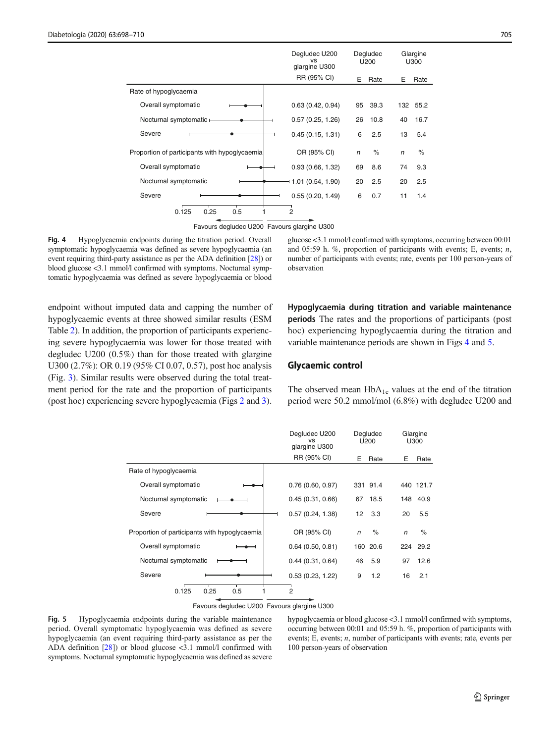| | Degludec U200 vs glargine U300 | Degludec U200 | | Glargine U300 | |
|---|---|---|---|---|---|
| | RR (95% CI) | E | Rate | E | Rate |
| **Rate of hypoglycaemia** | | | | | |
| Overall symptomatic | 0.63 (0.42, 0.94) | 95 | 39.3 | 132 | 55.2 |
| Nocturnal symptomatic | 0.57 (0.25, 1.26) | 26 | 10.8 | 40 | 16.7 |
| Severe | 0.45 (0.15, 1.31) | 6 | 2.5 | 13 | 5.4 |
| **Proportion of participants with hypoglycaemia** | OR (95% CI) | *n* | % | *n* | % |
| Overall symptomatic | 0.93 (0.66, 1.32) | 69 | 8.6 | 74 | 9.3 |
| Nocturnal symptomatic | 1.01 (0.54, 1.90) | 20 | 2.5 | 20 | 2.5 |
| Severe | 0.55 (0.20, 1.49) | 6 | 0.7 | 11 | 1.4 |

Favours degludec U200 ← → Favours glargine U300

**Fig. 4** Hypoglycaemia endpoints during the titration period. Overall symptomatic hypoglycaemia was defined as severe hypoglycaemia (an event requiring third-party assistance as per the ADA definition [28]) or blood glucose <3.1 mmol/l confirmed with symptoms. Nocturnal symptomatic hypoglycaemia was defined as severe hypoglycaemia or blood glucose <3.1 mmol/l confirmed with symptoms, occurring between 00:01 and 05:59 h. %, proportion of participants with events; E, events; *n*, number of participants with events; rate, events per 100 person-years of observation

endpoint without imputed data and capping the number of hypoglycaemic events at three showed similar results (ESM Table 2). In addition, the proportion of participants experiencing severe hypoglycaemia was lower for those treated with degludec U200 (0.5%) than for those treated with glargine U300 (2.7%): OR 0.19 (95% CI 0.07, 0.57), post hoc analysis (Fig. 3). Similar results were observed during the total treatment period for the rate and the proportion of participants (post hoc) experiencing severe hypoglycaemia (Figs 2 and 3).

**Hypoglycaemia during titration and variable maintenance periods** The rates and the proportions of participants (post hoc) experiencing hypoglycaemia during the titration and variable maintenance periods are shown in Figs 4 and 5.

## Glycaemic control

The observed mean $HbA_{1c}$ values at the end of the titration period were 50.2 mmol/mol (6.8%) with degludec U200 and

| | Degludec U200 vs glargine U300 | Degludec U200 | | Glargine U300 | |
|---|---|---|---|---|---|
| | RR (95% CI) | E | Rate | E | Rate |
| **Rate of hypoglycaemia** | | | | | |
| Overall symptomatic | 0.76 (0.60, 0.97) | 331 | 91.4 | 440 | 121.7 |
| Nocturnal symptomatic | 0.45 (0.31, 0.66) | 67 | 18.5 | 148 | 40.9 |
| Severe | 0.57 (0.24, 1.38) | 12 | 3.3 | 20 | 5.5 |
| **Proportion of participants with hypoglycaemia** | OR (95% CI) | *n* | % | *n* | % |
| Overall symptomatic | 0.64 (0.50, 0.81) | 160 | 20.6 | 224 | 29.2 |
| Nocturnal symptomatic | 0.44 (0.31, 0.64) | 46 | 5.9 | 97 | 12.6 |
| Severe | 0.53 (0.23, 1.22) | 9 | 1.2 | 16 | 2.1 |

Favours degludec U200 ← → Favours glargine U300

**Fig. 5** Hypoglycaemia endpoints during the variable maintenance period. Overall symptomatic hypoglycaemia was defined as severe hypoglycaemia (an event requiring third-party assistance as per the ADA definition [28]) or blood glucose <3.1 mmol/l confirmed with symptoms. Nocturnal symptomatic hypoglycaemia was defined as severe hypoglycaemia or blood glucose <3.1 mmol/l confirmed with symptoms, occurring between 00:01 and 05:59 h. %, proportion of participants with events; E, events; *n*, number of participants with events; rate, events per 100 person-years of observation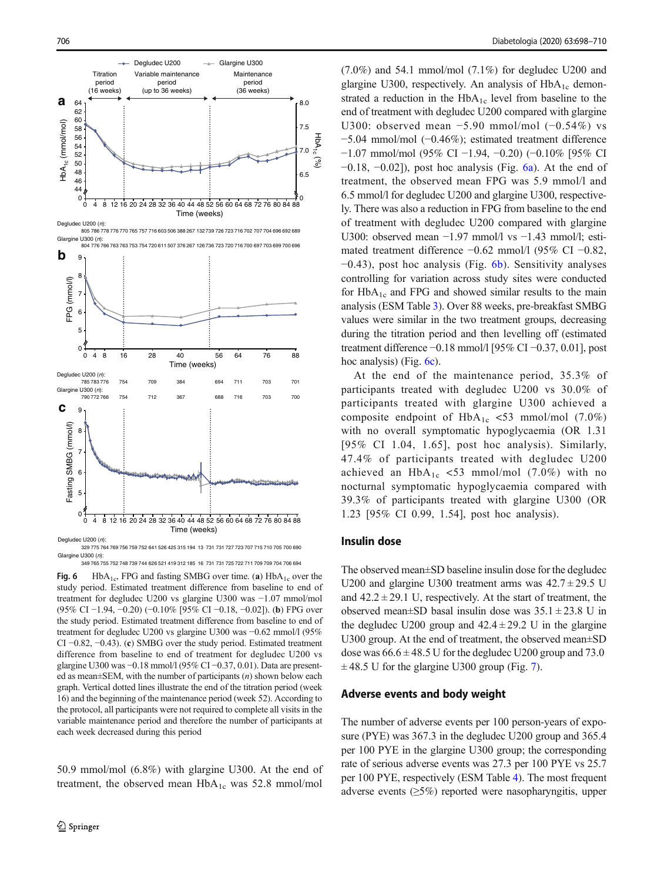Fig. 6 $HbA_{1c}$, FPG and fasting SMBG over time. (**a**) $HbA_{1c}$ over the study period. Estimated treatment difference from baseline to end of treatment for degludec U200 vs glargine U300 was −1.07 mmol/mol (95% CI −1.94, −0.20) (−0.10% [95% CI −0.18, −0.02]). (**b**) FPG over the study period. Estimated treatment difference from baseline to end of the treatment for degludec U200 vs glargine U300 was −0.62 mmol/l (95% CI −0.82, −0.43). (**c**) SMBG over the study period. Estimated treatment difference from baseline to end of treatment for degludec U200 vs glargine U300 was −0.18 mmol/l (95% CI −0.37, 0.01). Data are presented as mean±SEM, with the number of participants ($n$) shown below each graph. Vertical dotted lines illustrate the end of the titration period (week 16) and the beginning of the maintenance period (week 52). According to the protocol, all participants were not required to complete all visits in the variable maintenance period and therefore the number of participants at each week decreased during this period

50.9 mmol/mol (6.8%) with glargine U300. At the end of treatment, the observed mean $HbA_{1c}$ was 52.8 mmol/mol (7.0%) and 54.1 mmol/mol (7.1%) for degludec U200 and glargine U300, respectively. An analysis of $HbA_{1c}$ demonstrated a reduction in the $HbA_{1c}$ level from baseline to the end of treatment with degludec U200 compared with glargine U300: observed mean −5.90 mmol/mol (−0.54%) vs −5.04 mmol/mol (−0.46%); estimated treatment difference −1.07 mmol/mol (95% CI −1.94, −0.20) (−0.10% [95% CI −0.18, −0.02]), post hoc analysis (Fig. 6a). At the end of treatment, the observed mean FPG was 5.9 mmol/l and 6.5 mmol/l for degludec U200 and glargine U300, respectively. There was also a reduction in FPG from baseline to the end of treatment with degludec U200 compared with glargine U300: observed mean −1.97 mmol/l vs −1.43 mmol/l; estimated treatment difference −0.62 mmol/l (95% CI −0.82, −0.43), post hoc analysis (Fig. 6b). Sensitivity analyses controlling for variation across study sites were conducted for $HbA_{1c}$ and FPG and showed similar results to the main analysis (ESM Table 3). Over 88 weeks, pre-breakfast SMBG values were similar in the two treatment groups, decreasing during the titration period and then levelling off (estimated treatment difference −0.18 mmol/l [95% CI −0.37, 0.01], post hoc analysis) (Fig. 6c).

At the end of the maintenance period, 35.3% of participants treated with degludec U200 vs 30.0% of participants treated with glargine U300 achieved a composite endpoint of $HbA_{1c}$ <53 mmol/mol (7.0%) with no overall symptomatic hypoglycaemia (OR 1.31 [95% CI 1.04, 1.65], post hoc analysis). Similarly, 47.4% of participants treated with degludec U200 achieved an $HbA_{1c}$ <53 mmol/mol (7.0%) with no nocturnal symptomatic hypoglycaemia compared with 39.3% of participants treated with glargine U300 (OR 1.23 [95% CI 0.99, 1.54], post hoc analysis).

## Insulin dose

The observed mean±SD baseline insulin dose for the degludec U200 and glargine U300 treatment arms was 42.7 ± 29.5 U and 42.2 ± 29.1 U, respectively. At the start of treatment, the observed mean±SD basal insulin dose was 35.1 ± 23.8 U in the degludec U200 group and 42.4 ± 29.2 U in the glargine U300 group. At the end of treatment, the observed mean±SD dose was 66.6 ± 48.5 U for the degludec U200 group and 73.0 ± 48.5 U for the glargine U300 group (Fig. 7).

## Adverse events and body weight

The number of adverse events per 100 person-years of exposure (PYE) was 367.3 in the degludec U200 group and 365.4 per 100 PYE in the glargine U300 group; the corresponding rate of serious adverse events was 27.3 per 100 PYE vs 25.7 per 100 PYE, respectively (ESM Table 4). The most frequent adverse events (≥5%) reported were nasopharyngitis, upper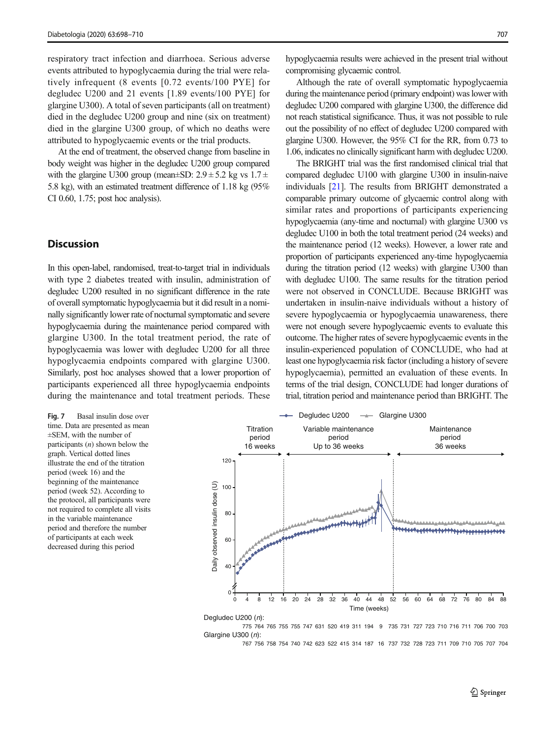respiratory tract infection and diarrhoea. Serious adverse events attributed to hypoglycaemia during the trial were relatively infrequent (8 events [0.72 events/100 PYE] for degludec U200 and 21 events [1.89 events/100 PYE] for glargine U300). A total of seven participants (all on treatment) died in the degludec U200 group and nine (six on treatment) died in the glargine U300 group, of which no deaths were attributed to hypoglycaemic events or the trial products.

At the end of treatment, the observed change from baseline in body weight was higher in the degludec U200 group compared with the glargine U300 group (mean±SD: 2.9 ± 5.2 kg vs 1.7 ± 5.8 kg), with an estimated treatment difference of 1.18 kg (95% CI 0.60, 1.75; post hoc analysis).

## Discussion

In this open-label, randomised, treat-to-target trial in individuals with type 2 diabetes treated with insulin, administration of degludec U200 resulted in no significant difference in the rate of overall symptomatic hypoglycaemia but it did result in a nominally significantly lower rate of nocturnal symptomatic and severe hypoglycaemia during the maintenance period compared with glargine U300. In the total treatment period, the rate of hypoglycaemia was lower with degludec U200 for all three hypoglycaemia endpoints compared with glargine U300. Similarly, post hoc analyses showed that a lower proportion of participants experienced all three hypoglycaemia endpoints during the maintenance and total treatment periods. These hypoglycaemia results were achieved in the present trial without compromising glycaemic control.

Although the rate of overall symptomatic hypoglycaemia during the maintenance period (primary endpoint) was lower with degludec U200 compared with glargine U300, the difference did not reach statistical significance. Thus, it was not possible to rule out the possibility of no effect of degludec U200 compared with glargine U300. However, the 95% CI for the RR, from 0.73 to 1.06, indicates no clinically significant harm with degludec U200.

The BRIGHT trial was the first randomised clinical trial that compared degludec U100 with glargine U300 in insulin-naive individuals [21]. The results from BRIGHT demonstrated a comparable primary outcome of glycaemic control along with similar rates and proportions of participants experiencing hypoglycaemia (any-time and nocturnal) with glargine U300 vs degludec U100 in both the total treatment period (24 weeks) and the maintenance period (12 weeks). However, a lower rate and proportion of participants experienced any-time hypoglycaemia during the titration period (12 weeks) with glargine U300 than with degludec U100. The same results for the titration period were not observed in CONCLUDE. Because BRIGHT was undertaken in insulin-naive individuals without a history of severe hypoglycaemia or hypoglycaemia unawareness, there were not enough severe hypoglycaemic events to evaluate this outcome. The higher rates of severe hypoglycaemic events in the insulin-experienced population of CONCLUDE, who had at least one hypoglycaemia risk factor (including a history of severe hypoglycaemia), permitted an evaluation of these events. In terms of the trial design, CONCLUDE had longer durations of trial, titration period and maintenance period than BRIGHT. The

**Fig. 7** Basal insulin dose over time. Data are presented as mean ±SEM, with the number of participants ($n$) shown below the graph. Vertical dotted lines illustrate the end of the titration period (week 16) and the beginning of the maintenance period (week 52). According to the protocol, all participants were not required to complete all visits in the variable maintenance period and therefore the number of participants at each week decreased during this period

| Time (weeks) | 0 | 4 | 8 | 12 | 16 | 20 | 24 | 28 | 32 | 36 | 40 | 44 | 48 | 52 | 56 | 60 | 64 | 68 | 72 | 76 | 80 | 84 | 88 |
|---|---|---|---|---|---|---|---|---|---|---|---|---|---|---|---|---|---|---|---|---|---|---|---|
| Degludec U200 ($n$) | 775 | 764 | 765 | 755 | 755 | 747 | 631 | 520 | 419 | 311 | 194 | 9 | 735 | 731 | 727 | 723 | 710 | 716 | 711 | 706 | 700 | 703 | |
| Glargine U300 ($n$) | 767 | 756 | 758 | 754 | 740 | 742 | 623 | 522 | 415 | 314 | 187 | 16 | 737 | 732 | 728 | 723 | 711 | 709 | 710 | 705 | 707 | 704 | |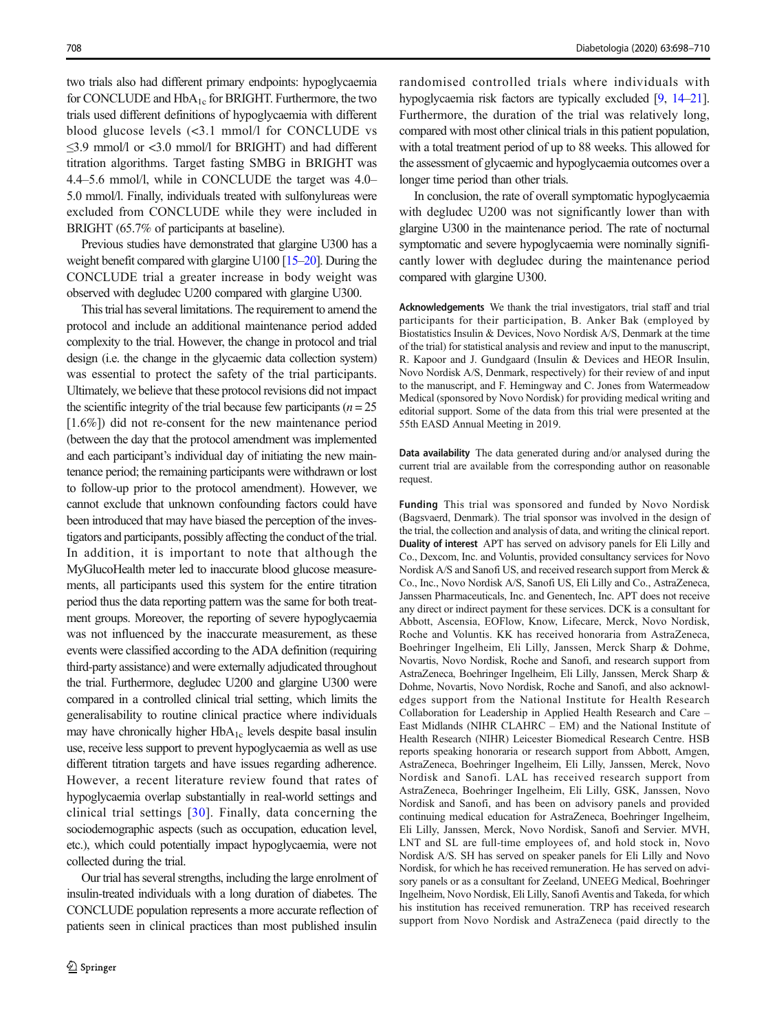two trials also had different primary endpoints: hypoglycaemia for CONCLUDE and $HbA_{1c}$ for BRIGHT. Furthermore, the two trials used different definitions of hypoglycaemia with different blood glucose levels (<3.1 mmol/l for CONCLUDE vs ≤3.9 mmol/l or <3.0 mmol/l for BRIGHT) and had different titration algorithms. Target fasting SMBG in BRIGHT was 4.4–5.6 mmol/l, while in CONCLUDE the target was 4.0–5.0 mmol/l. Finally, individuals treated with sulfonylureas were excluded from CONCLUDE while they were included in BRIGHT (65.7% of participants at baseline).

Previous studies have demonstrated that glargine U300 has a weight benefit compared with glargine U100 [15–20]. During the CONCLUDE trial a greater increase in body weight was observed with degludec U200 compared with glargine U300.

This trial has several limitations. The requirement to amend the protocol and include an additional maintenance period added complexity to the trial. However, the change in protocol and trial design (i.e. the change in the glycaemic data collection system) was essential to protect the safety of the trial participants. Ultimately, we believe that these protocol revisions did not impact the scientific integrity of the trial because few participants ($n = 25$ [1.6%]) did not re-consent for the new maintenance period (between the day that the protocol amendment was implemented and each participant's individual day of initiating the new maintenance period; the remaining participants were withdrawn or lost to follow-up prior to the protocol amendment). However, we cannot exclude that unknown confounding factors could have been introduced that may have biased the perception of the investigators and participants, possibly affecting the conduct of the trial. In addition, it is important to note that although the MyGlucoHealth meter led to inaccurate blood glucose measurements, all participants used this system for the entire titration period thus the data reporting pattern was the same for both treatment groups. Moreover, the reporting of severe hypoglycaemia was not influenced by the inaccurate measurement, as these events were classified according to the ADA definition (requiring third-party assistance) and were externally adjudicated throughout the trial. Furthermore, degludec U200 and glargine U300 were compared in a controlled clinical trial setting, which limits the generalisability to routine clinical practice where individuals may have chronically higher $HbA_{1c}$ levels despite basal insulin use, receive less support to prevent hypoglycaemia as well as use different titration targets and have issues regarding adherence. However, a recent literature review found that rates of hypoglycaemia overlap substantially in real-world settings and clinical trial settings [30]. Finally, data concerning the sociodemographic aspects (such as occupation, education level, etc.), which could potentially impact hypoglycaemia, were not collected during the trial.

Our trial has several strengths, including the large enrolment of insulin-treated individuals with a long duration of diabetes. The CONCLUDE population represents a more accurate reflection of patients seen in clinical practices than most published insulin randomised controlled trials where individuals with hypoglycaemia risk factors are typically excluded [9, 14–21]. Furthermore, the duration of the trial was relatively long, compared with most other clinical trials in this patient population, with a total treatment period of up to 88 weeks. This allowed for the assessment of glycaemic and hypoglycaemia outcomes over a longer time period than other trials.

In conclusion, the rate of overall symptomatic hypoglycaemia with degludec U200 was not significantly lower than with glargine U300 in the maintenance period. The rate of nocturnal symptomatic and severe hypoglycaemia were nominally significantly lower with degludec during the maintenance period compared with glargine U300.

**Acknowledgements** We thank the trial investigators, trial staff and trial participants for their participation, B. Anker Bak (employed by Biostatistics Insulin & Devices, Novo Nordisk A/S, Denmark at the time of the trial) for statistical analysis and review and input to the manuscript, R. Kapoor and J. Gundgaard (Insulin & Devices and HEOR Insulin, Novo Nordisk A/S, Denmark, respectively) for their review of and input to the manuscript, and F. Hemingway and C. Jones from Watermeadow Medical (sponsored by Novo Nordisk) for providing medical writing and editorial support. Some of the data from this trial were presented at the 55th EASD Annual Meeting in 2019.

**Data availability** The data generated during and/or analysed during the current trial are available from the corresponding author on reasonable request.

**Funding** This trial was sponsored and funded by Novo Nordisk (Bagsvaerd, Denmark). The trial sponsor was involved in the design of the trial, the collection and analysis of data, and writing the clinical report.

**Duality of interest** APT has served on advisory panels for Eli Lilly and Co., Dexcom, Inc. and Voluntis, provided consultancy services for Novo Nordisk A/S and Sanofi US, and received research support from Merck & Co., Inc., Novo Nordisk A/S, Sanofi US, Eli Lilly and Co., AstraZeneca, Janssen Pharmaceuticals, Inc. and Genentech, Inc. APT does not receive any direct or indirect payment for these services. DCK is a consultant for Abbott, Ascensia, EOFlow, Know, Lifecare, Merck, Novo Nordisk, Roche and Voluntis. KK has received honoraria from AstraZeneca, Boehringer Ingelheim, Eli Lilly, Janssen, Merck Sharp & Dohme, Novartis, Novo Nordisk, Roche and Sanofi, and research support from AstraZeneca, Boehringer Ingelheim, Eli Lilly, Janssen, Merck Sharp & Dohme, Novartis, Novo Nordisk, Roche and Sanofi, and also acknowledges support from the National Institute for Health Research Collaboration for Leadership in Applied Health Research and Care – East Midlands (NIHR CLAHRC – EM) and the National Institute of Health Research (NIHR) Leicester Biomedical Research Centre. HSB reports speaking honoraria or research support from Abbott, Amgen, AstraZeneca, Boehringer Ingelheim, Eli Lilly, Janssen, Merck, Novo Nordisk and Sanofi. LAL has received research support from AstraZeneca, Boehringer Ingelheim, Eli Lilly, GSK, Janssen, Novo Nordisk and Sanofi, and has been on advisory panels and provided continuing medical education for AstraZeneca, Boehringer Ingelheim, Eli Lilly, Janssen, Merck, Novo Nordisk, Sanofi and Servier. MVH, LNT and SL are full-time employees of, and hold stock in, Novo Nordisk A/S. SH has served on speaker panels for Eli Lilly and Novo Nordisk, for which he has received remuneration. He has served on advisory panels or as a consultant for Zeeland, UNEEG Medical, Boehringer Ingelheim, Novo Nordisk, Eli Lilly, Sanofi Aventis and Takeda, for which his institution has received remuneration. TRP has received research support from Novo Nordisk and AstraZeneca (paid directly to the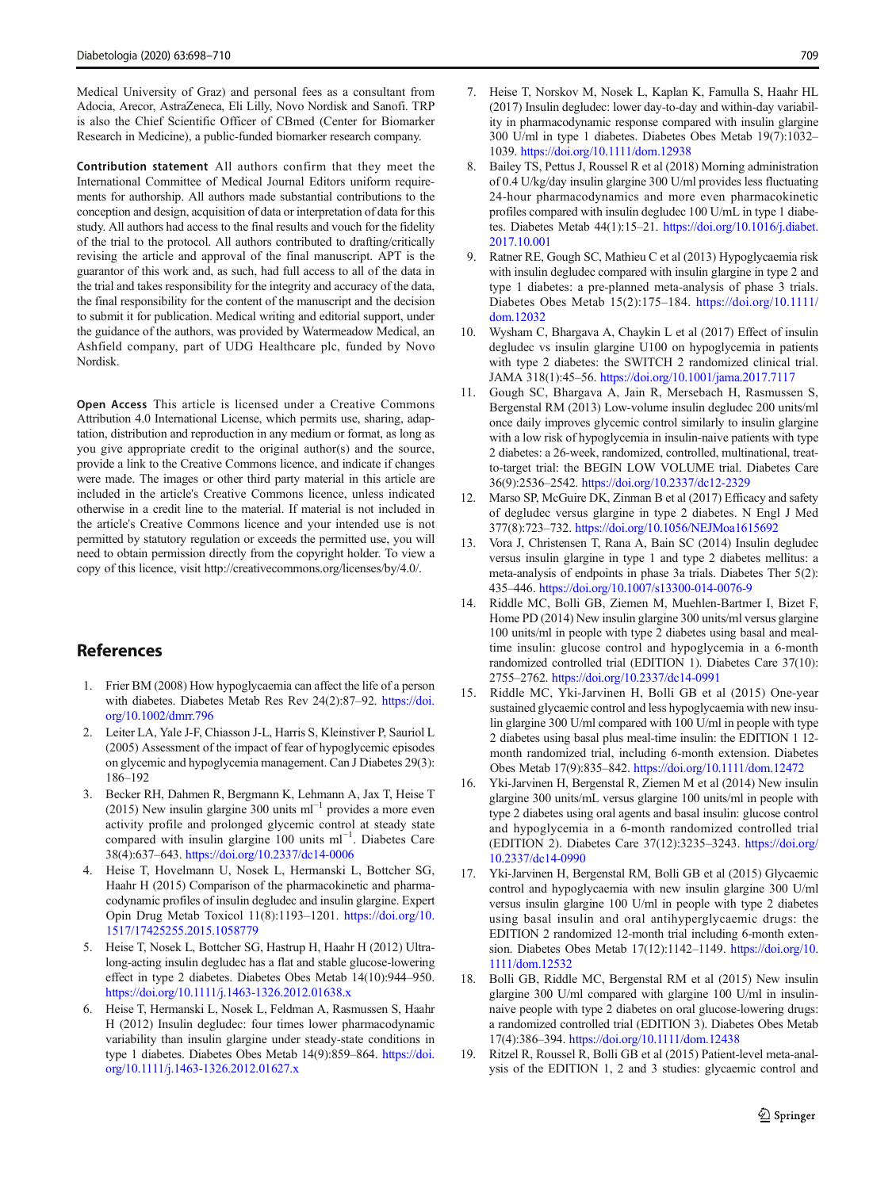Medical University of Graz) and personal fees as a consultant from Adocia, Arecor, AstraZeneca, Eli Lilly, Novo Nordisk and Sanofi. TRP is also the Chief Scientific Officer of CBmed (Center for Biomarker Research in Medicine), a public-funded biomarker research company.

**Contribution statement** All authors confirm that they meet the International Committee of Medical Journal Editors uniform requirements for authorship. All authors made substantial contributions to the conception and design, acquisition of data or interpretation of data for this study. All authors had access to the final results and vouch for the fidelity of the trial to the protocol. All authors contributed to drafting/critically revising the article and approval of the final manuscript. APT is the guarantor of this work and, as such, had full access to all of the data in the trial and takes responsibility for the integrity and accuracy of the data, the final responsibility for the content of the manuscript and the decision to submit it for publication. Medical writing and editorial support, under the guidance of the authors, was provided by Watermeadow Medical, an Ashfield company, part of UDG Healthcare plc, funded by Novo Nordisk.

**Open Access** This article is licensed under a Creative Commons Attribution 4.0 International License, which permits use, sharing, adaptation, distribution and reproduction in any medium or format, as long as you give appropriate credit to the original author(s) and the source, provide a link to the Creative Commons licence, and indicate if changes were made. The images or other third party material in this article are included in the article's Creative Commons licence, unless indicated otherwise in a credit line to the material. If material is not included in the article's Creative Commons licence and your intended use is not permitted by statutory regulation or exceeds the permitted use, you will need to obtain permission directly from the copyright holder. To view a copy of this licence, visit http://creativecommons.org/licenses/by/4.0/.

## References

1. Frier BM (2008) How hypoglycaemia can affect the life of a person with diabetes. Diabetes Metab Res Rev 24(2):87–92. https://doi.org/10.1002/dmrr.796
2. Leiter LA, Yale J-F, Chiasson J-L, Harris S, Kleinstiver P, Sauriol L (2005) Assessment of the impact of fear of hypoglycemic episodes on glycemic and hypoglycemia management. Can J Diabetes 29(3): 186–192
3. Becker RH, Dahmen R, Bergmann K, Lehmann A, Jax T, Heise T (2015) New insulin glargine 300 units $ml^{-1}$ provides a more even activity profile and prolonged glycemic control at steady state compared with insulin glargine 100 units $ml^{-1}$. Diabetes Care 38(4):637–643. https://doi.org/10.2337/dc14-0006
4. Heise T, Hovelmann U, Nosek L, Hermanski L, Bottcher SG, Haahr H (2015) Comparison of the pharmacokinetic and pharmacodynamic profiles of insulin degludec and insulin glargine. Expert Opin Drug Metab Toxicol 11(8):1193–1201. https://doi.org/10.1517/17425255.2015.1058779
5. Heise T, Nosek L, Bottcher SG, Hastrup H, Haahr H (2012) Ultra-long-acting insulin degludec has a flat and stable glucose-lowering effect in type 2 diabetes. Diabetes Obes Metab 14(10):944–950. https://doi.org/10.1111/j.1463-1326.2012.01638.x
6. Heise T, Hermanski L, Nosek L, Feldman A, Rasmussen S, Haahr H (2012) Insulin degludec: four times lower pharmacodynamic variability than insulin glargine under steady-state conditions in type 1 diabetes. Diabetes Obes Metab 14(9):859–864. https://doi.org/10.1111/j.1463-1326.2012.01627.x
7. Heise T, Norskov M, Nosek L, Kaplan K, Famulla S, Haahr HL (2017) Insulin degludec: lower day-to-day and within-day variability in pharmacodynamic response compared with insulin glargine 300 U/ml in type 1 diabetes. Diabetes Obes Metab 19(7):1032–1039. https://doi.org/10.1111/dom.12938
8. Bailey TS, Pettus J, Roussel R et al (2018) Morning administration of 0.4 U/kg/day insulin glargine 300 U/ml provides less fluctuating 24-hour pharmacodynamics and more even pharmacokinetic profiles compared with insulin degludec 100 U/mL in type 1 diabetes. Diabetes Metab 44(1):15–21. https://doi.org/10.1016/j.diabet.2017.10.001
9. Ratner RE, Gough SC, Mathieu C et al (2013) Hypoglycaemia risk with insulin degludec compared with insulin glargine in type 2 and type 1 diabetes: a pre-planned meta-analysis of phase 3 trials. Diabetes Obes Metab 15(2):175–184. https://doi.org/10.1111/dom.12032
10. Wysham C, Bhargava A, Chaykin L et al (2017) Effect of insulin degludec vs insulin glargine U100 on hypoglycemia in patients with type 2 diabetes: the SWITCH 2 randomized clinical trial. JAMA 318(1):45–56. https://doi.org/10.1001/jama.2017.7117
11. Gough SC, Bhargava A, Jain R, Mersebach H, Rasmussen S, Bergenstal RM (2013) Low-volume insulin degludec 200 units/ml once daily improves glycemic control similarly to insulin glargine with a low risk of hypoglycemia in insulin-naive patients with type 2 diabetes: a 26-week, randomized, controlled, multinational, treat-to-target trial: the BEGIN LOW VOLUME trial. Diabetes Care 36(9):2536–2542. https://doi.org/10.2337/dc12-2329
12. Marso SP, McGuire DK, Zinman B et al (2017) Efficacy and safety of degludec versus glargine in type 2 diabetes. N Engl J Med 377(8):723–732. https://doi.org/10.1056/NEJMoa1615692
13. Vora J, Christensen T, Rana A, Bain SC (2014) Insulin degludec versus insulin glargine in type 1 and type 2 diabetes mellitus: a meta-analysis of endpoints in phase 3a trials. Diabetes Ther 5(2): 435–446. https://doi.org/10.1007/s13300-014-0076-9
14. Riddle MC, Bolli GB, Ziemen M, Muehlen-Bartmer I, Bizet F, Home PD (2014) New insulin glargine 300 units/ml versus glargine 100 units/ml in people with type 2 diabetes using basal and mealtime insulin: glucose control and hypoglycemia in a 6-month randomized controlled trial (EDITION 1). Diabetes Care 37(10): 2755–2762. https://doi.org/10.2337/dc14-0991
15. Riddle MC, Yki-Jarvinen H, Bolli GB et al (2015) One-year sustained glycaemic control and less hypoglycaemia with new insulin glargine 300 U/ml compared with 100 U/ml in people with type 2 diabetes using basal plus meal-time insulin: the EDITION 1 12-month randomized trial, including 6-month extension. Diabetes Obes Metab 17(9):835–842. https://doi.org/10.1111/dom.12472
16. Yki-Jarvinen H, Bergenstal R, Ziemen M et al (2014) New insulin glargine 300 units/mL versus glargine 100 units/ml in people with type 2 diabetes using oral agents and basal insulin: glucose control and hypoglycemia in a 6-month randomized controlled trial (EDITION 2). Diabetes Care 37(12):3235–3243. https://doi.org/10.2337/dc14-0990
17. Yki-Jarvinen H, Bergenstal RM, Bolli GB et al (2015) Glycaemic control and hypoglycaemia with new insulin glargine 300 U/ml versus insulin glargine 100 U/ml in people with type 2 diabetes using basal insulin and oral antihyperglycaemic drugs: the EDITION 2 randomized 12-month trial including 6-month extension. Diabetes Obes Metab 17(12):1142–1149. https://doi.org/10.1111/dom.12532
18. Bolli GB, Riddle MC, Bergenstal RM et al (2015) New insulin glargine 300 U/ml compared with glargine 100 U/ml in insulin-naive people with type 2 diabetes on oral glucose-lowering drugs: a randomized controlled trial (EDITION 3). Diabetes Obes Metab 17(4):386–394. https://doi.org/10.1111/dom.12438
19. Ritzel R, Roussel R, Bolli GB et al (2015) Patient-level meta-analysis of the EDITION 1, 2 and 3 studies: glycaemic control and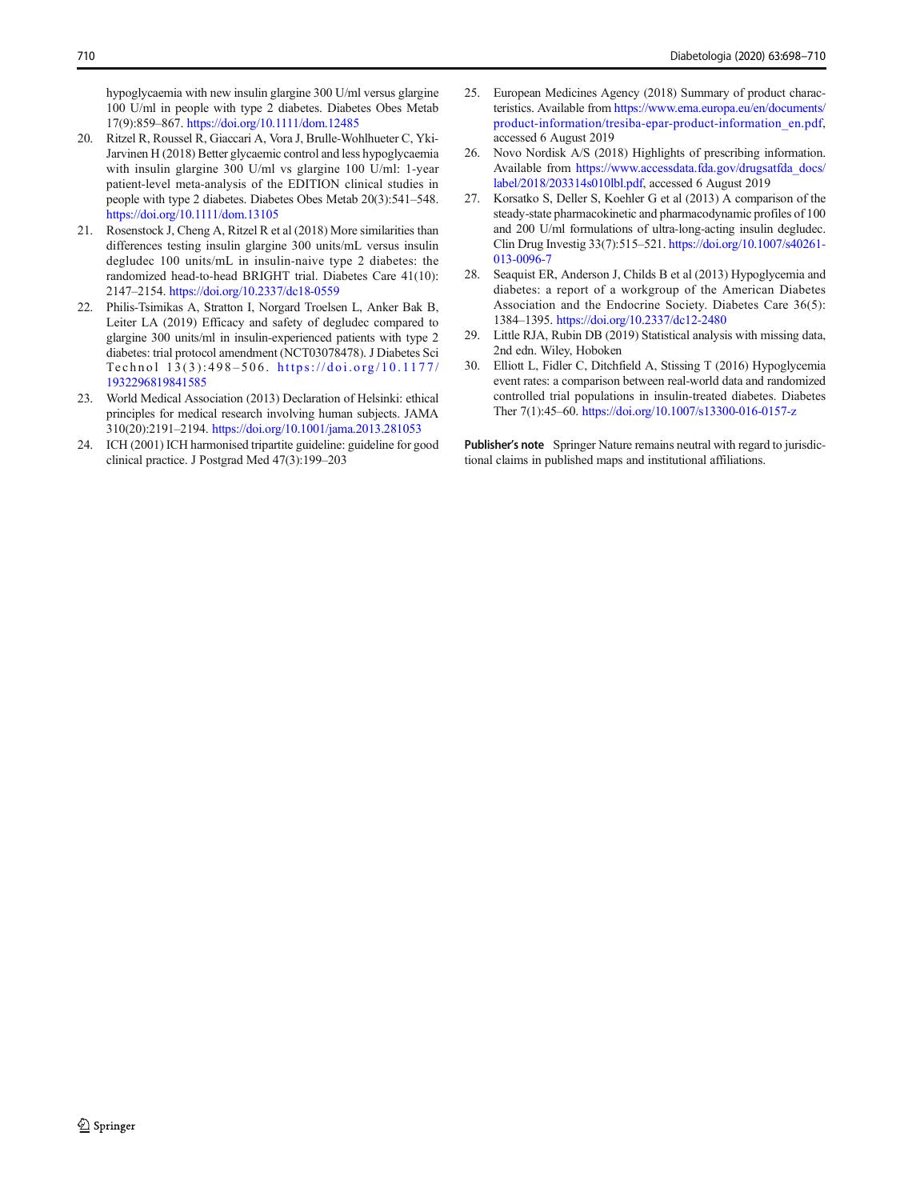hypoglycaemia with new insulin glargine 300 U/ml versus glargine 100 U/ml in people with type 2 diabetes. Diabetes Obes Metab 17(9):859–867. https://doi.org/10.1111/dom.12485

20. Ritzel R, Roussel R, Giaccari A, Vora J, Brulle-Wohlhueter C, Yki-Jarvinen H (2018) Better glycaemic control and less hypoglycaemia with insulin glargine 300 U/ml vs glargine 100 U/ml: 1-year patient-level meta-analysis of the EDITION clinical studies in people with type 2 diabetes. Diabetes Obes Metab 20(3):541–548. https://doi.org/10.1111/dom.13105
21. Rosenstock J, Cheng A, Ritzel R et al (2018) More similarities than differences testing insulin glargine 300 units/mL versus insulin degludec 100 units/mL in insulin-naive type 2 diabetes: the randomized head-to-head BRIGHT trial. Diabetes Care 41(10): 2147–2154. https://doi.org/10.2337/dc18-0559
22. Philis-Tsimikas A, Stratton I, Norgard Troelsen L, Anker Bak B, Leiter LA (2019) Efficacy and safety of degludec compared to glargine 300 units/ml in insulin-experienced patients with type 2 diabetes: trial protocol amendment (NCT03078478). J Diabetes Sci Technol 13(3):498–506. https://doi.org/10.1177/1932296819841585
23. World Medical Association (2013) Declaration of Helsinki: ethical principles for medical research involving human subjects. JAMA 310(20):2191–2194. https://doi.org/10.1001/jama.2013.281053
24. ICH (2001) ICH harmonised tripartite guideline: guideline for good clinical practice. J Postgrad Med 47(3):199–203
25. European Medicines Agency (2018) Summary of product characteristics. Available from https://www.ema.europa.eu/en/documents/product-information/tresiba-epar-product-information_en.pdf, accessed 6 August 2019
26. Novo Nordisk A/S (2018) Highlights of prescribing information. Available from https://www.accessdata.fda.gov/drugsatfda_docs/label/2018/203314s010lbl.pdf, accessed 6 August 2019
27. Korsatko S, Deller S, Koehler G et al (2013) A comparison of the steady-state pharmacokinetic and pharmacodynamic profiles of 100 and 200 U/ml formulations of ultra-long-acting insulin degludec. Clin Drug Investig 33(7):515–521. https://doi.org/10.1007/s40261-013-0096-7
28. Seaquist ER, Anderson J, Childs B et al (2013) Hypoglycemia and diabetes: a report of a workgroup of the American Diabetes Association and the Endocrine Society. Diabetes Care 36(5): 1384–1395. https://doi.org/10.2337/dc12-2480
29. Little RJA, Rubin DB (2019) Statistical analysis with missing data, 2nd edn. Wiley, Hoboken
30. Elliott L, Fidler C, Ditchfield A, Stissing T (2016) Hypoglycemia event rates: a comparison between real-world data and randomized controlled trial populations in insulin-treated diabetes. Diabetes Ther 7(1):45–60. https://doi.org/10.1007/s13300-016-0157-z

**Publisher's note** Springer Nature remains neutral with regard to jurisdictional claims in published maps and institutional affiliations.